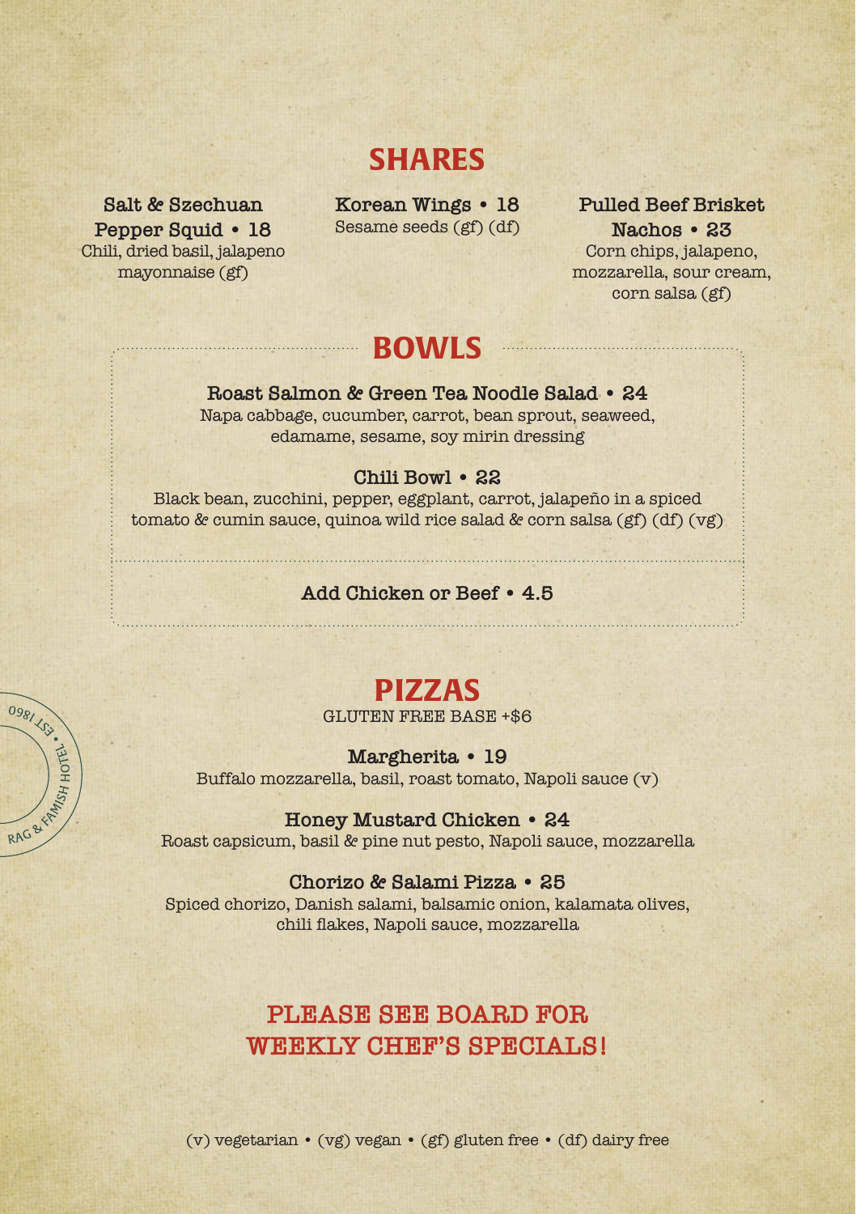## SHARES

**Salt & Szechuan Pepper Squid • 18**
Chili, dried basil, jalapeno mayonnaise (gf)

**Korean Wings • 18**
Sesame seeds (gf) (df)

**Pulled Beef Brisket Nachos • 23**
Corn chips, jalapeno, mozzarella, sour cream, corn salsa (gf)

## BOWLS

**Roast Salmon & Green Tea Noodle Salad • 24**
Napa cabbage, cucumber, carrot, bean sprout, seaweed, edamame, sesame, soy mirin dressing

**Chili Bowl • 22**
Black bean, zucchini, pepper, eggplant, carrot, jalapeño in a spiced tomato & cumin sauce, quinoa wild rice salad & corn salsa (gf) (df) (vg)

**Add Chicken or Beef • 4.5**

## PIZZAS

GLUTEN FREE BASE +$6

**Margherita • 19**
Buffalo mozzarella, basil, roast tomato, Napoli sauce (v)

**Honey Mustard Chicken • 24**
Roast capsicum, basil & pine nut pesto, Napoli sauce, mozzarella

**Chorizo & Salami Pizza • 25**
Spiced chorizo, Danish salami, balsamic onion, kalamata olives, chili flakes, Napoli sauce, mozzarella

**PLEASE SEE BOARD FOR WEEKLY CHEF'S SPECIALS!**

(v) vegetarian • (vg) vegan • (gf) gluten free • (df) dairy free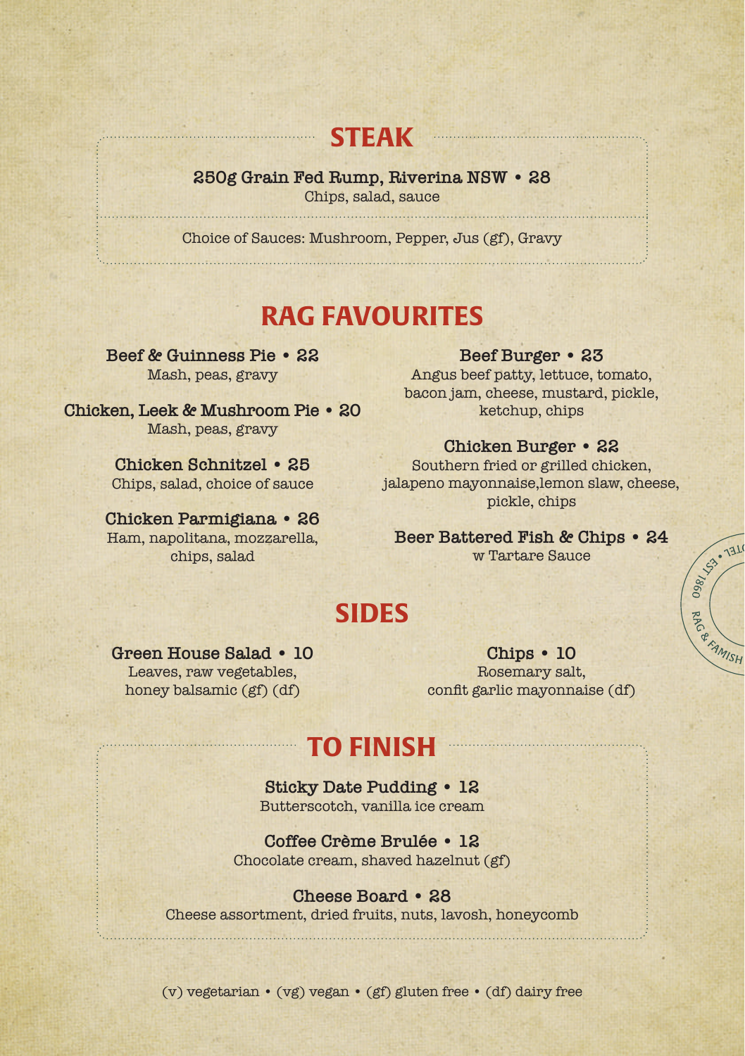## STEAK

**250g Grain Fed Rump, Riverina NSW • 28**
Chips, salad, sauce

Choice of Sauces: Mushroom, Pepper, Jus (gf), Gravy

## RAG FAVOURITES

**Beef & Guinness Pie • 22**
Mash, peas, gravy

**Chicken, Leek & Mushroom Pie • 20**
Mash, peas, gravy

**Chicken Schnitzel • 25**
Chips, salad, choice of sauce

**Chicken Parmigiana • 26**
Ham, napolitana, mozzarella, chips, salad

**Beef Burger • 23**
Angus beef patty, lettuce, tomato, bacon jam, cheese, mustard, pickle, ketchup, chips

**Chicken Burger • 22**
Southern fried or grilled chicken, jalapeno mayonnaise,lemon slaw, cheese, pickle, chips

**Beer Battered Fish & Chips • 24**
w Tartare Sauce

## SIDES

**Green House Salad • 10**
Leaves, raw vegetables, honey balsamic (gf) (df)

**Chips • 10**
Rosemary salt, confit garlic mayonnaise (df)

## TO FINISH

**Sticky Date Pudding • 12**
Butterscotch, vanilla ice cream

**Coffee Crème Brulée • 12**
Chocolate cream, shaved hazelnut (gf)

**Cheese Board • 28**
Cheese assortment, dried fruits, nuts, lavosh, honeycomb

(v) vegetarian • (vg) vegan • (gf) gluten free • (df) dairy free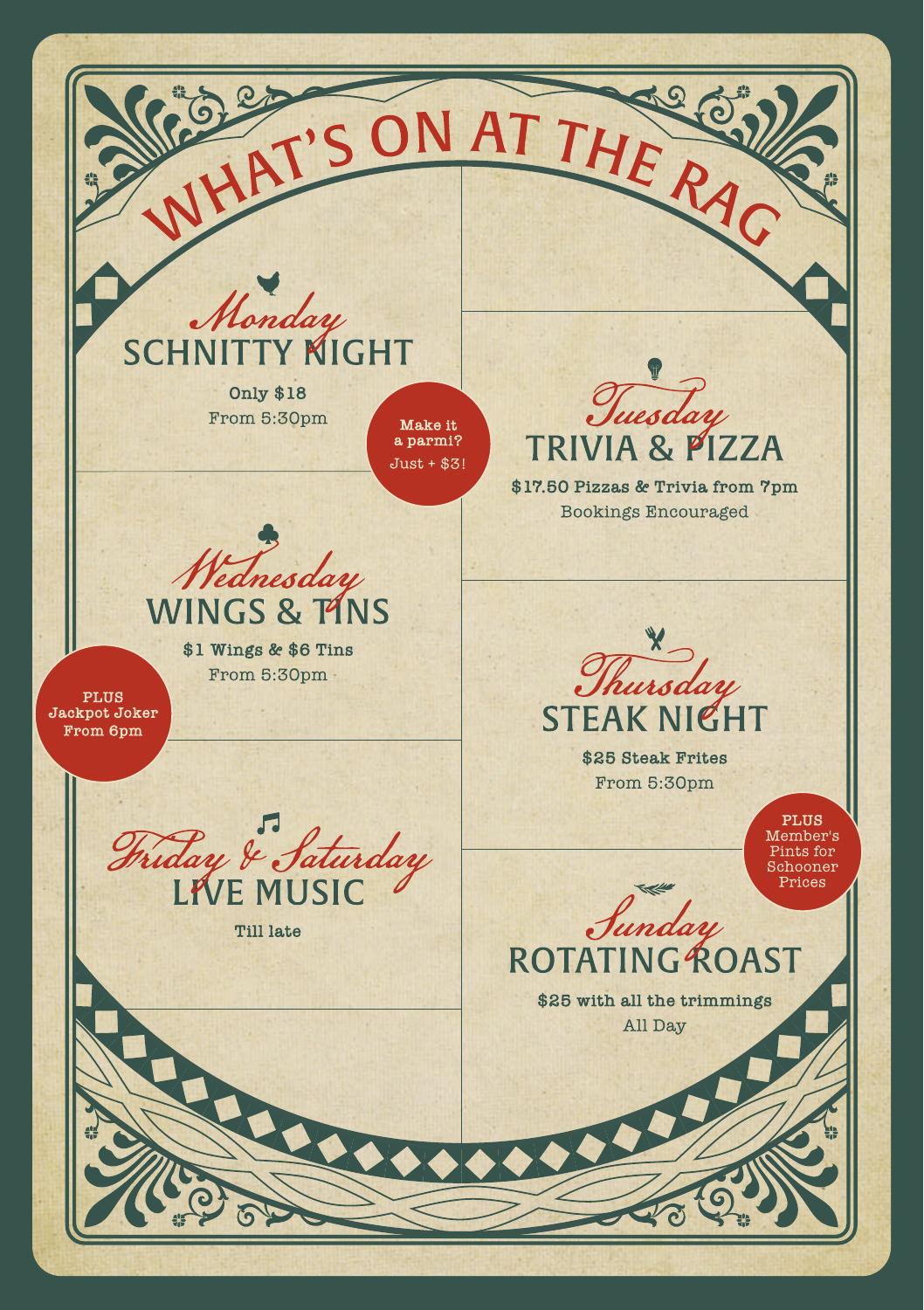# WHAT'S ON AT THE RAG

## *Monday* SCHNITTY NIGHT

**Only $18**

From 5:30pm

**Make it a parmi?**
Just + $3!

## *Tuesday* TRIVIA & PIZZA

**$17.50 Pizzas & Trivia from 7pm**

Bookings Encouraged

## *Wednesday* WINGS & TINS

**$1 Wings & $6 Tins**

From 5:30pm

**PLUS Jackpot Joker From 6pm**

## *Thursday* STEAK NIGHT

**$25 Steak Frites**

From 5:30pm

**PLUS Member's Pints for Schooner Prices**

## *Friday & Saturday* LIVE MUSIC

**Till late**

## *Sunday* ROTATING ROAST

**$25 with all the trimmings**

All Day